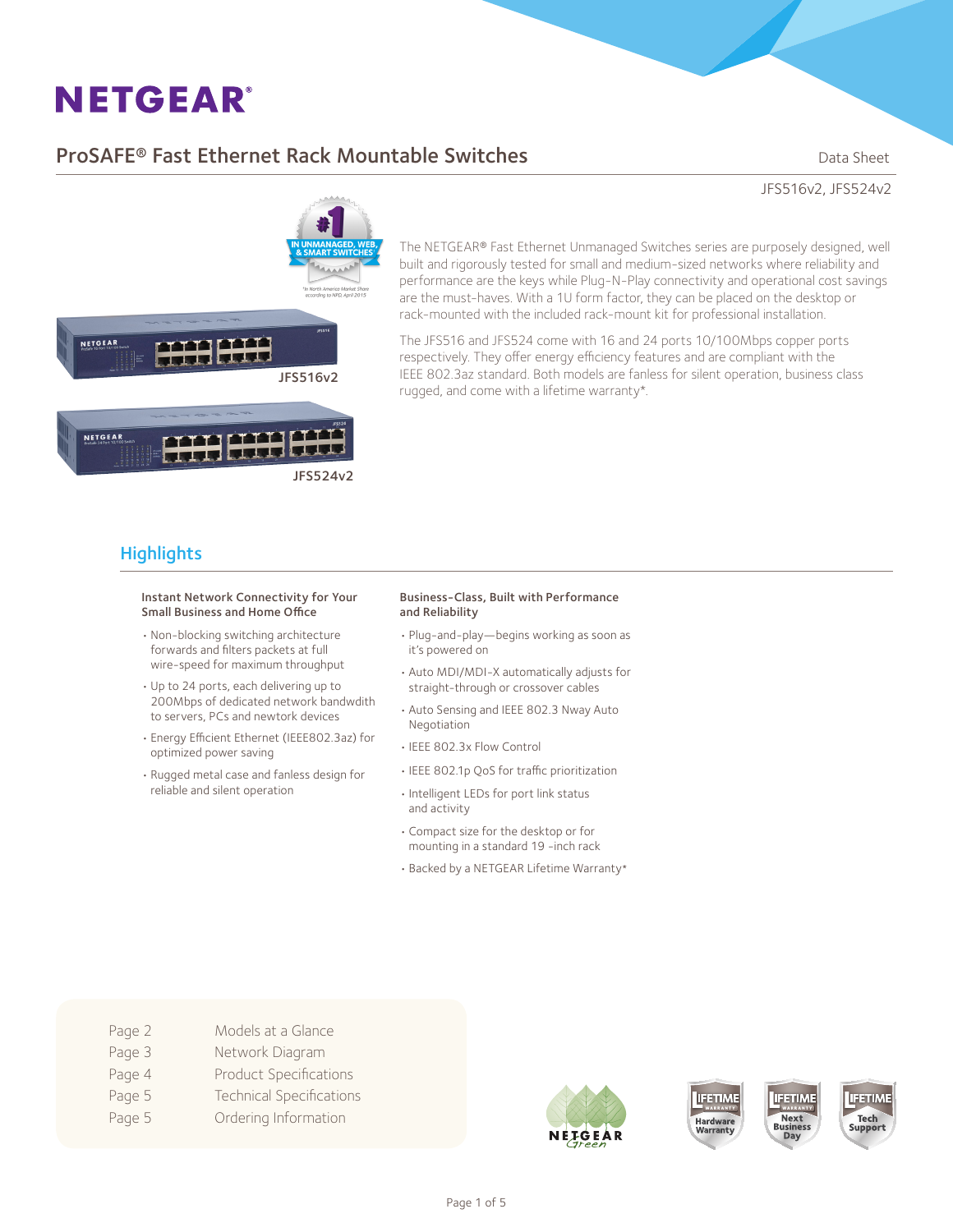# NETGEAR

## ProSAFE® Fast Ethernet Rack Mountable Switches

Data Sheet

JFS516v2, JFS524v2

#1 IN UNMANAGED, WEB, & SMART SWITCHES

*In North America Market Share according to NPD, April 2015

JFS516v2

JFS524v2

The NETGEAR® Fast Ethernet Unmanaged Switches series are purposely designed, well built and rigorously tested for small and medium-sized networks where reliability and performance are the keys while Plug-N-Play connectivity and operational cost savings are the must-haves. With a 1U form factor, they can be placed on the desktop or rack-mounted with the included rack-mount kit for professional installation.

The JFS516 and JFS524 come with 16 and 24 ports 10/100Mbps copper ports respectively. They offer energy efficiency features and are compliant with the IEEE 802.3az standard. Both models are fanless for silent operation, business class rugged, and come with a lifetime warranty*.

## Highlights

### Instant Network Connectivity for Your Small Business and Home Office

- Non-blocking switching architecture forwards and filters packets at full wire-speed for maximum throughput
- Up to 24 ports, each delivering up to 200Mbps of dedicated network bandwdith to servers, PCs and network devices
- Energy Efficient Ethernet (IEEE802.3az) for optimized power saving
- Rugged metal case and fanless design for reliable and silent operation

### Business-Class, Built with Performance and Reliability

- Plug-and-play—begins working as soon as it's powered on
- Auto MDI/MDI-X automatically adjusts for straight-through or crossover cables
- Auto Sensing and IEEE 802.3 Nway Auto Negotiation
- IEEE 802.3x Flow Control
- IEEE 802.1p QoS for traffic prioritization
- Intelligent LEDs for port link status and activity
- Compact size for the desktop or for mounting in a standard 19 -inch rack
- Backed by a NETGEAR Lifetime Warranty*

| | |
|---|---|
| Page 2 | Models at a Glance |
| Page 3 | Network Diagram |
| Page 4 | Product Specifications |
| Page 5 | Technical Specifications |
| Page 5 | Ordering Information |

NETGEAR Green

LIFETIME WARRANTY Hardware Warranty

LIFETIME WARRANTY Next Business Day

LIFETIME Tech Support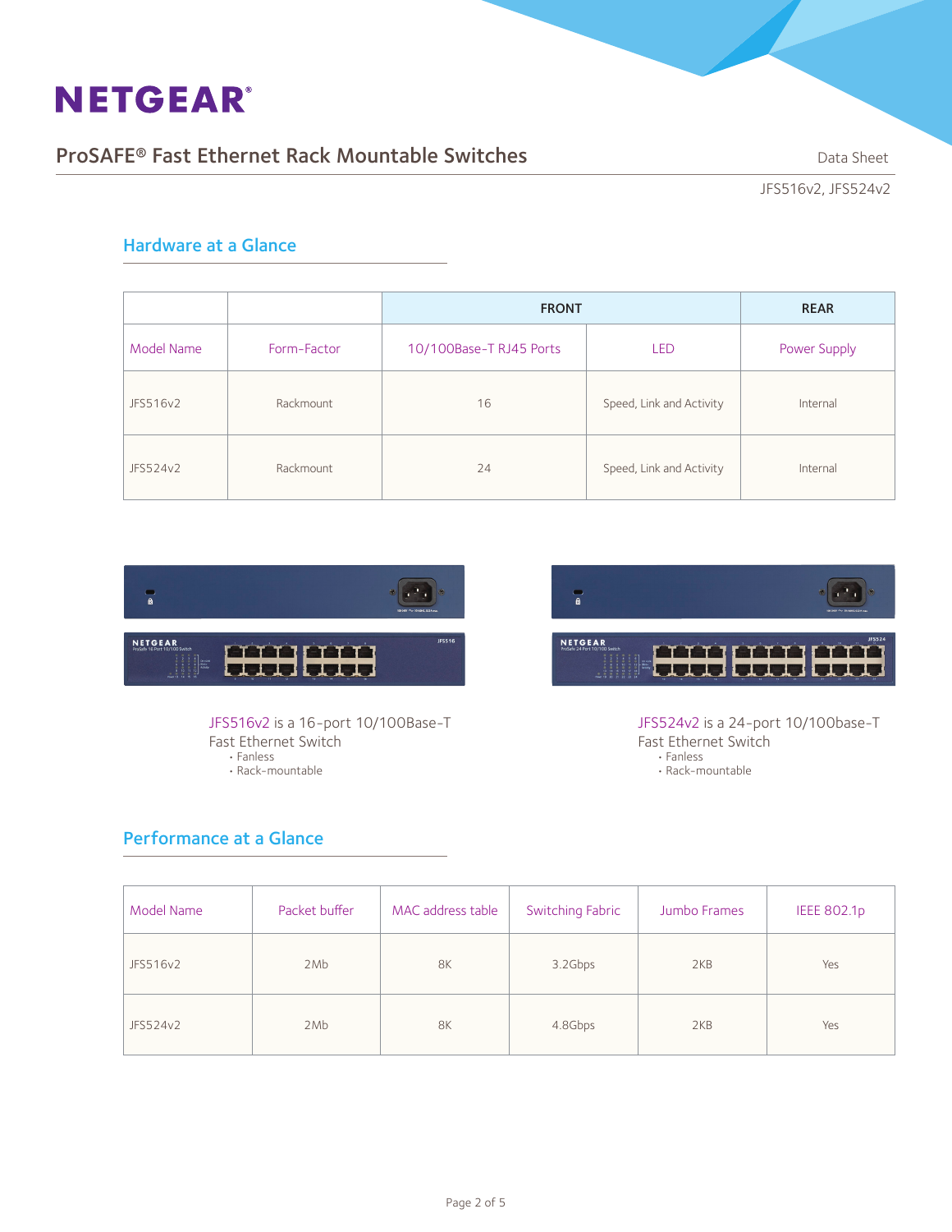## Hardware at a Glance

| | | FRONT | | REAR |
|---|---|---|---|---|
| Model Name | Form-Factor | 10/100Base-T RJ45 Ports | LED | Power Supply |
| JFS516v2 | Rackmount | 16 | Speed, Link and Activity | Internal |
| JFS524v2 | Rackmount | 24 | Speed, Link and Activity | Internal |

JFS516v2 is a 16-port 10/100Base-T Fast Ethernet Switch
- Fanless
- Rack-mountable

JFS524v2 is a 24-port 10/100base-T Fast Ethernet Switch
- Fanless
- Rack-mountable

## Performance at a Glance

| Model Name | Packet buffer | MAC address table | Switching Fabric | Jumbo Frames | IEEE 802.1p |
|---|---|---|---|---|---|
| JFS516v2 | 2Mb | 8K | 3.2Gbps | 2KB | Yes |
| JFS524v2 | 2Mb | 8K | 4.8Gbps | 2KB | Yes |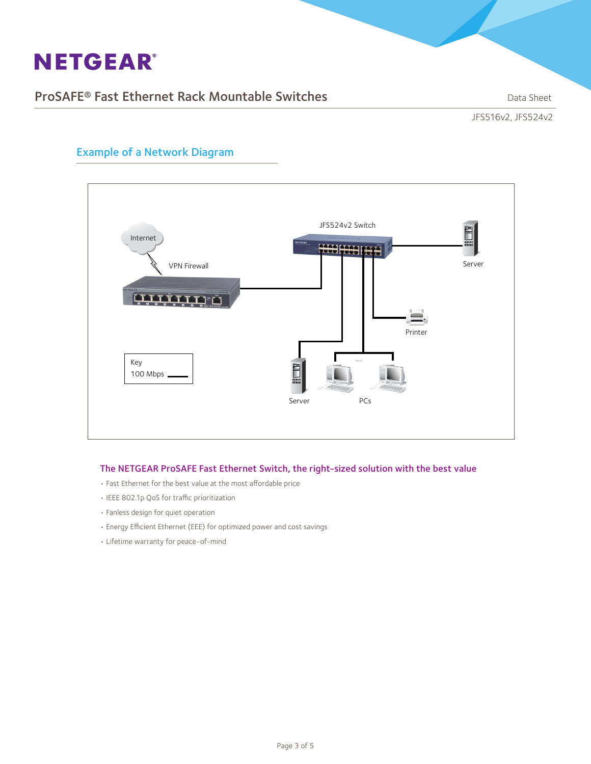## Example of a Network Diagram

Internet

VPN Firewall

JFS524v2 Switch

Server

Printer

Server

PCs

Key
100 Mbps

### The NETGEAR ProSAFE Fast Ethernet Switch, the right-sized solution with the best value

- Fast Ethernet for the best value at the most affordable price
- IEEE 802.1p QoS for traffic prioritization
- Fanless design for quiet operation
- Energy Efficient Ethernet (EEE) for optimized power and cost savings
- Lifetime warranty for peace-of-mind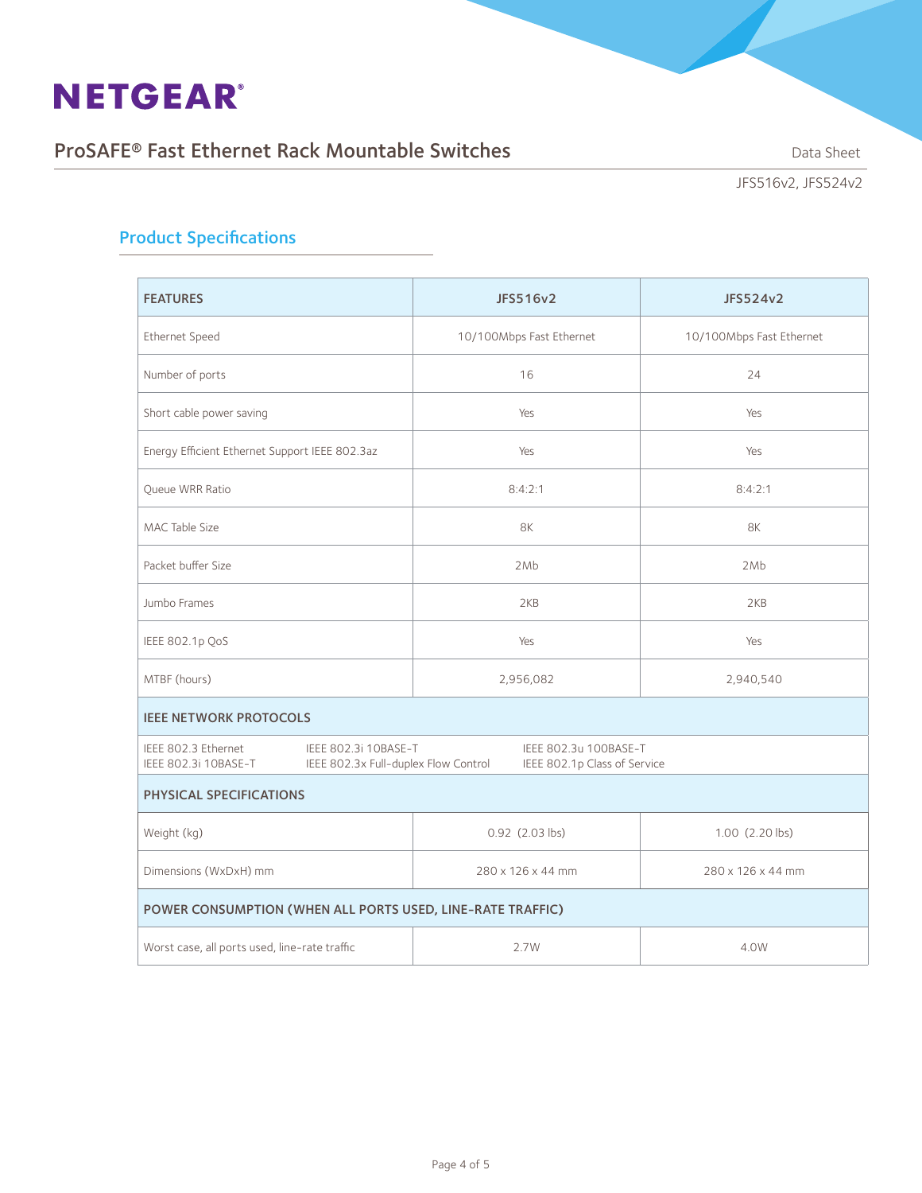## Product Specifications

| FEATURES | JFS516v2 | JFS524v2 |
|---|---|---|
| Ethernet Speed | 10/100Mbps Fast Ethernet | 10/100Mbps Fast Ethernet |
| Number of ports | 16 | 24 |
| Short cable power saving | Yes | Yes |
| Energy Efficient Ethernet Support IEEE 802.3az | Yes | Yes |
| Queue WRR Ratio | 8:4:2:1 | 8:4:2:1 |
| MAC Table Size | 8K | 8K |
| Packet buffer Size | 2Mb | 2Mb |
| Jumbo Frames | 2KB | 2KB |
| IEEE 802.1p QoS | Yes | Yes |
| MTBF (hours) | 2,956,082 | 2,940,540 |
| **IEEE NETWORK PROTOCOLS** | | |
| IEEE 802.3 Ethernet<br>IEEE 802.3i 10BASE-T | IEEE 802.3i 10BASE-T<br>IEEE 802.3x Full-duplex Flow Control | IEEE 802.3u 100BASE-T<br>IEEE 802.1p Class of Service |
| **PHYSICAL SPECIFICATIONS** | | |
| Weight (kg) | 0.92 (2.03 lbs) | 1.00 (2.20 lbs) |
| Dimensions (WxDxH) mm | 280 x 126 x 44 mm | 280 x 126 x 44 mm |
| **POWER CONSUMPTION (WHEN ALL PORTS USED, LINE-RATE TRAFFIC)** | | |
| Worst case, all ports used, line-rate traffic | 2.7W | 4.0W |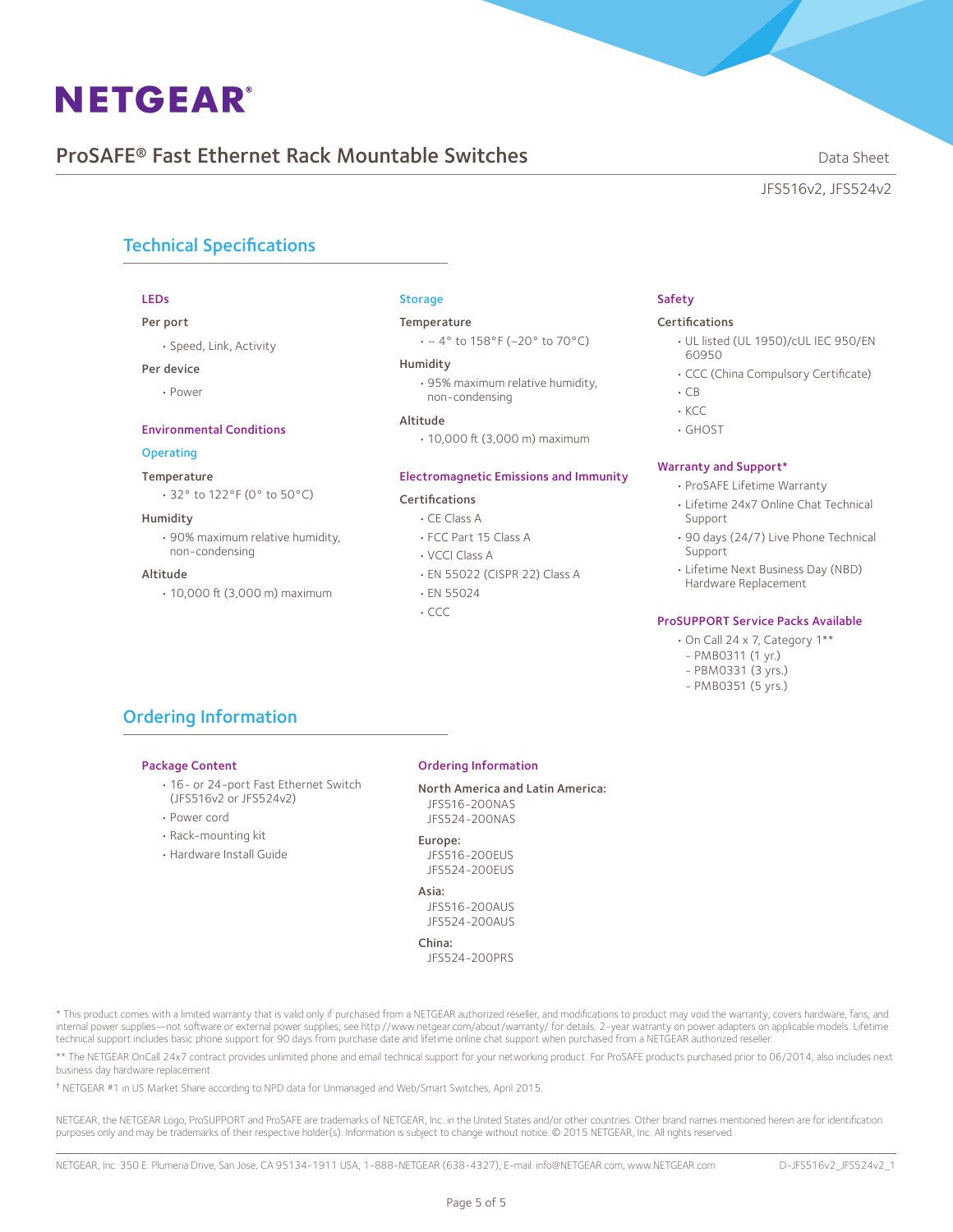# NETGEAR®

## ProSAFE® Fast Ethernet Rack Mountable Switches

Data Sheet

JFS516v2, JFS524v2

## Technical Specifications

### LEDs

**Per port**

- Speed, Link, Activity

**Per device**

- Power

### Environmental Conditions

#### Operating

**Temperature**

- 32° to 122°F (0° to 50°C)

**Humidity**

- 90% maximum relative humidity, non-condensing

**Altitude**

- 10,000 ft (3,000 m) maximum

#### Storage

**Temperature**

- – 4° to 158°F (–20° to 70°C)

**Humidity**

- 95% maximum relative humidity, non-condensing

**Altitude**

- 10,000 ft (3,000 m) maximum

### Electromagnetic Emissions and Immunity

**Certifications**

- CE Class A
- FCC Part 15 Class A
- VCCI Class A
- EN 55022 (CISPR 22) Class A
- EN 55024
- CCC

### Safety

**Certifications**

- UL listed (UL 1950)/cUL IEC 950/EN 60950
- CCC (China Compulsory Certificate)
- CB
- KCC
- GHOST

### Warranty and Support*

- ProSAFE Lifetime Warranty
- Lifetime 24x7 Online Chat Technical Support
- 90 days (24/7) Live Phone Technical Support
- Lifetime Next Business Day (NBD) Hardware Replacement

### ProSUPPORT Service Packs Available

- On Call 24 x 7, Category 1**
  - PMB0311 (1 yr.)
  - PBM0331 (3 yrs.)
  - PMB0351 (5 yrs.)

## Ordering Information

### Package Content

- 16- or 24-port Fast Ethernet Switch (JFS516v2 or JFS524v2)
- Power cord
- Rack-mounting kit
- Hardware Install Guide

### Ordering Information

**North America and Latin America:**
JFS516-200NAS
JFS524-200NAS

**Europe:**
JFS516-200EUS
JFS524-200EUS

**Asia:**
JFS516-200AUS
JFS524-200AUS

**China:**
JFS524-200PRS

* This product comes with a limited warranty that is valid only if purchased from a NETGEAR authorized reseller, and modifications to product may void the warranty; covers hardware, fans, and internal power supplies—not software or external power supplies; see http://www.netgear.com/about/warranty/ for details. 2-year warranty on power adapters on applicable models. Lifetime technical support includes basic phone support for 90 days from purchase date and lifetime online chat support when purchased from a NETGEAR authorized reseller.

** The NETGEAR OnCall 24x7 contract provides unlimited phone and email technical support for your networking product. For ProSAFE products purchased prior to 06/2014, also includes next business day hardware replacement.

† NETGEAR #1 in US Market Share according to NPD data for Unmanaged and Web/Smart Switches, April 2015.

NETGEAR, the NETGEAR Logo, ProSUPPORT and ProSAFE are trademarks of NETGEAR, Inc. in the United States and/or other countries. Other brand names mentioned herein are for identification purposes only and may be trademarks of their respective holder(s). Information is subject to change without notice. © 2015 NETGEAR, Inc. All rights reserved.

NETGEAR, Inc. 350 E. Plumeria Drive, San Jose, CA 95134-1911 USA, 1-888-NETGEAR (638-4327), E-mail: info@NETGEAR.com, www.NETGEAR.com

D-JFS516v2_JFS524v2_1